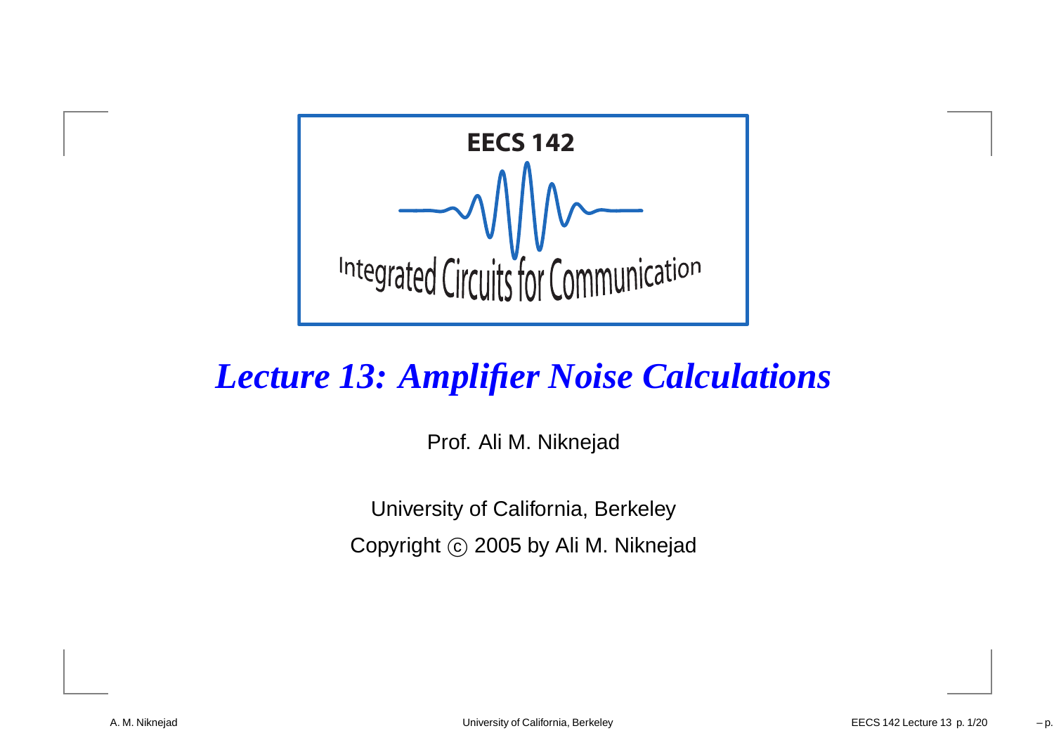**EECS 142**

Integrated Circuits for Communication

# *Lecture 13: Amplifier Noise Calculations*

Prof. Ali M. Niknejad

University of California, Berkeley

Copyright © 2005 by Ali M. Niknejad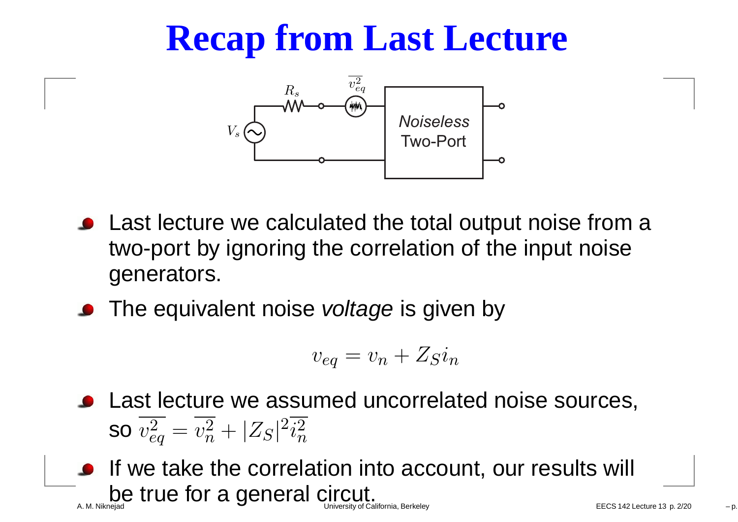# Recap from Last Lecture

- Last lecture we calculated the total output noise from a two-port by ignoring the correlation of the input noise generators.
- The equivalent noise *voltage* is given by

$$v_{eq} = v_n + Z_S i_n$$

- Last lecture we assumed uncorrelated noise sources, so $\overline{v_{eq}^2} = \overline{v_n^2} + |Z_S|^2 \overline{i_n^2}$
- If we take the correlation into account, our results will be true for a general circut.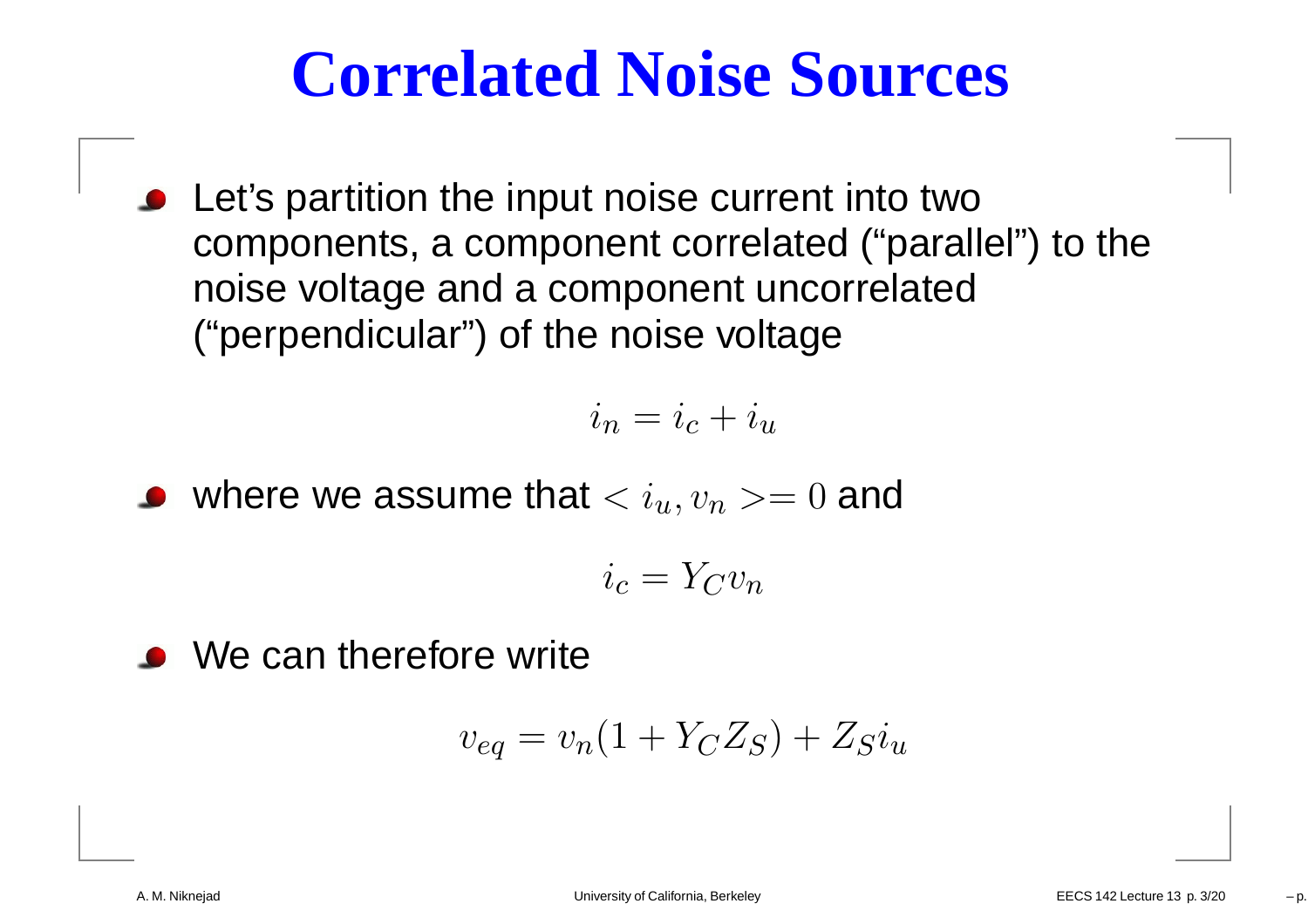# Correlated Noise Sources

- Let's partition the input noise current into two components, a component correlated ("parallel") to the noise voltage and a component uncorrelated ("perpendicular") of the noise voltage

$$i_n = i_c + i_u$$

- where we assume that $< i_u, v_n >= 0$ and

$$i_c = Y_C v_n$$

- We can therefore write

$$v_{eq} = v_n(1 + Y_C Z_S) + Z_S i_u$$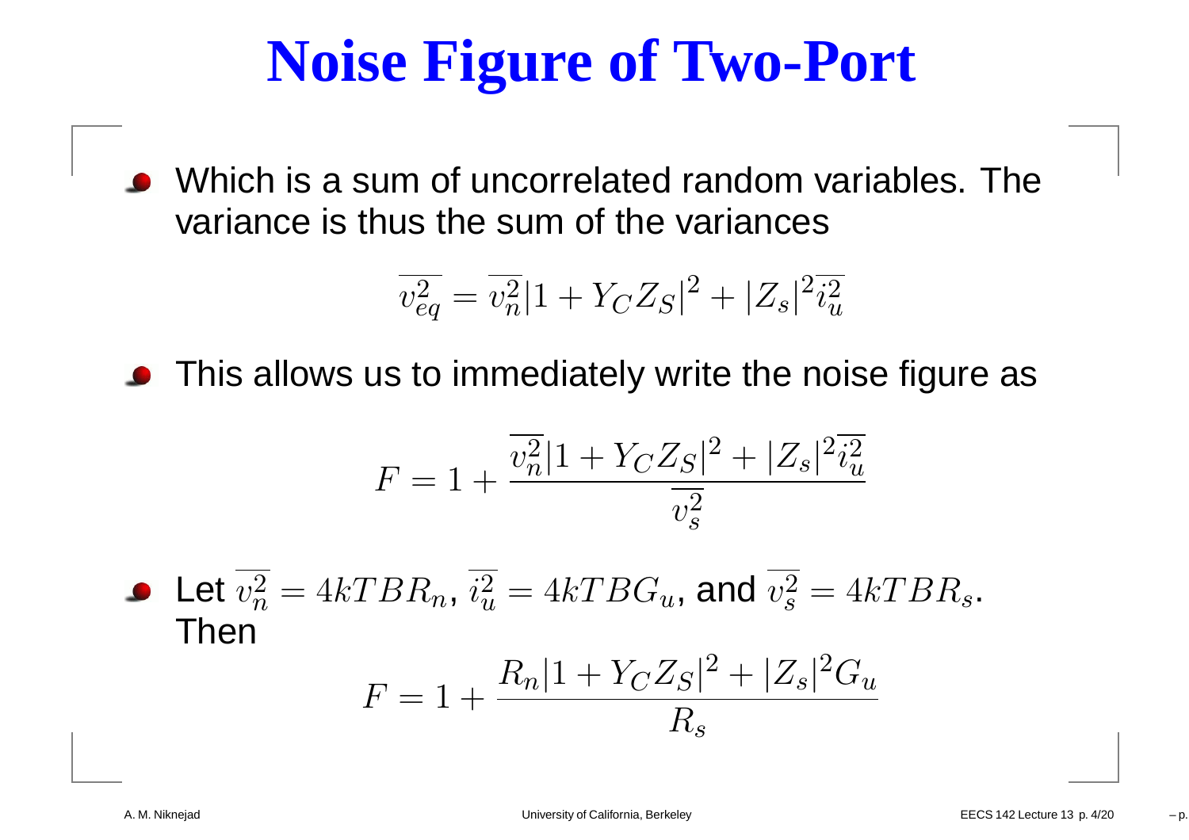# Noise Figure of Two-Port

- Which is a sum of uncorrelated random variables. The variance is thus the sum of the variances

$$\overline{v_{eq}^2} = \overline{v_n^2}|1 + Y_C Z_S|^2 + |Z_s|^2 \overline{i_u^2}$$

- This allows us to immediately write the noise figure as

$$F = 1 + \frac{\overline{v_n^2}|1 + Y_C Z_S|^2 + |Z_s|^2 \overline{i_u^2}}{\overline{v_s^2}}$$

- Let $\overline{v_n^2} = 4kTBR_n$, $\overline{i_u^2} = 4kTBG_u$, and $\overline{v_s^2} = 4kTBR_s$. Then

$$F = 1 + \frac{R_n|1 + Y_C Z_S|^2 + |Z_s|^2 G_u}{R_s}$$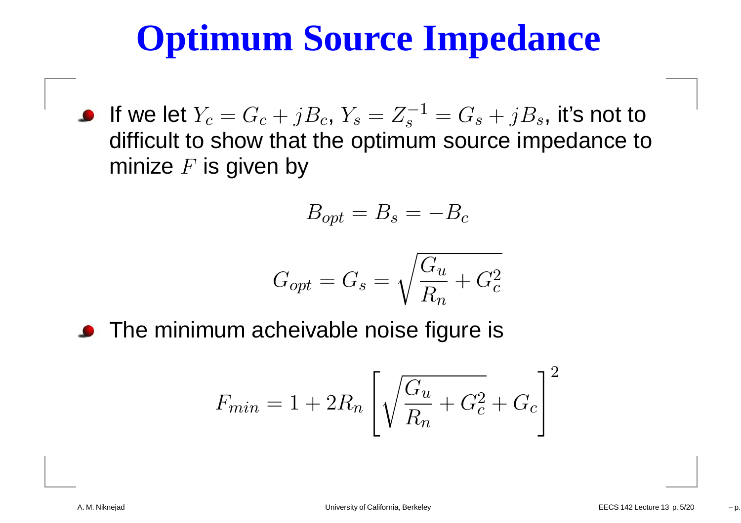# Optimum Source Impedance

- If we let $Y_c = G_c + jB_c$, $Y_s = Z_s^{-1} = G_s + jB_s$, it's not to difficult to show that the optimum source impedance to minize $F$ is given by

$$B_{opt} = B_s = -B_c$$

$$G_{opt} = G_s = \sqrt{\frac{G_u}{R_n} + G_c^2}$$

- The minimum acheivable noise figure is

$$F_{min} = 1 + 2R_n \left[ \sqrt{\frac{G_u}{R_n} + G_c^2} + G_c \right]^2$$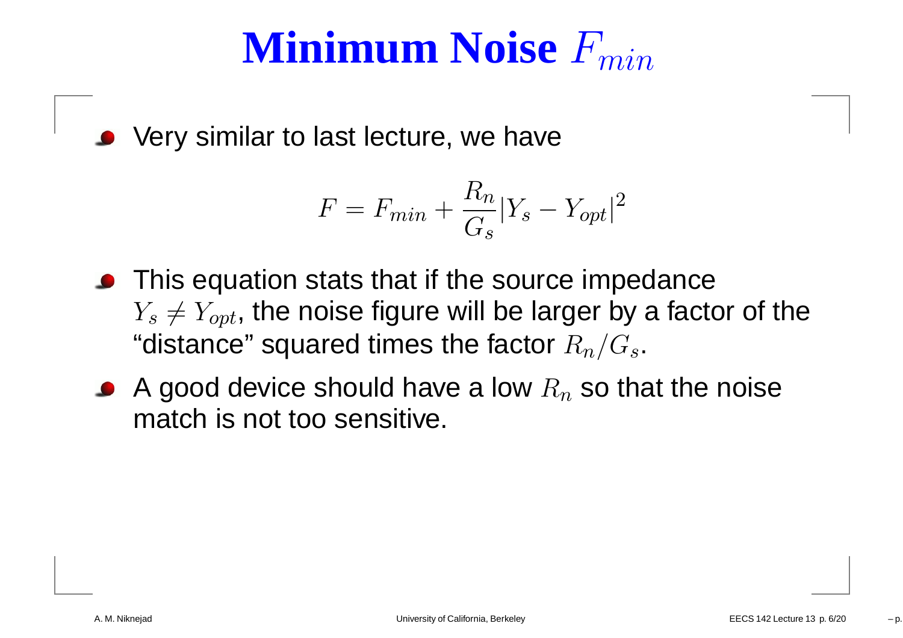# Minimum Noise $F_{min}$

- Very similar to last lecture, we have

$$F = F_{min} + \frac{R_n}{G_s}|Y_s - Y_{opt}|^2$$

- This equation stats that if the source impedance $Y_s \neq Y_{opt}$, the noise figure will be larger by a factor of the "distance" squared times the factor $R_n/G_s$.
- A good device should have a low $R_n$ so that the noise match is not too sensitive.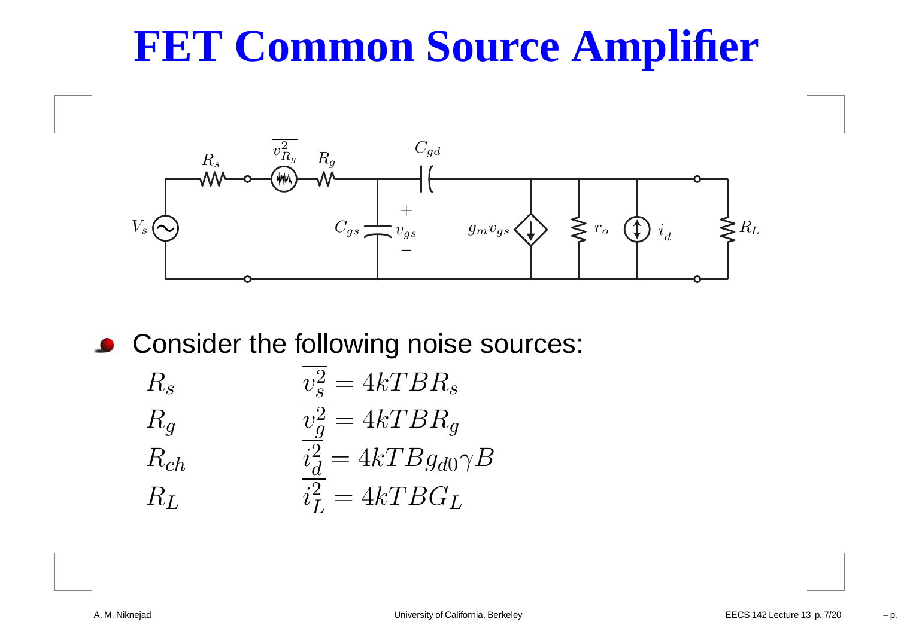# FET Common Source Amplifier

- Consider the following noise sources:

| | |
|---|---|
| $R_s$ | $\overline{v_s^2} = 4kTBR_s$ |
| $R_g$ | $\overline{v_g^2} = 4kTBR_g$ |
| $R_{ch}$ | $\overline{i_d^2} = 4kTBg_{d0}\gamma B$ |
| $R_L$ | $\overline{i_L^2} = 4kTBG_L$ |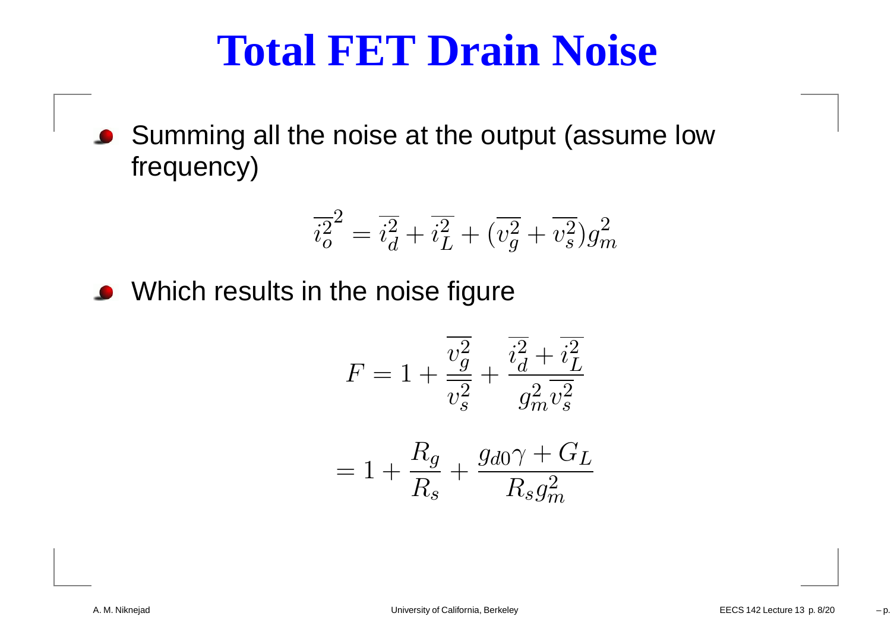# Total FET Drain Noise

- Summing all the noise at the output (assume low frequency)

$$\overline{i_o^2}^2 = \overline{i_d^2} + \overline{i_L^2} + (\overline{v_g^2} + \overline{v_s^2})g_m^2$$

- Which results in the noise figure

$$F = 1 + \frac{\overline{v_g^2}}{\overline{v_s^2}} + \frac{\overline{i_d^2} + \overline{i_L^2}}{g_m^2 \overline{v_s^2}}$$

$$= 1 + \frac{R_g}{R_s} + \frac{g_{d0}\gamma + G_L}{R_s g_m^2}$$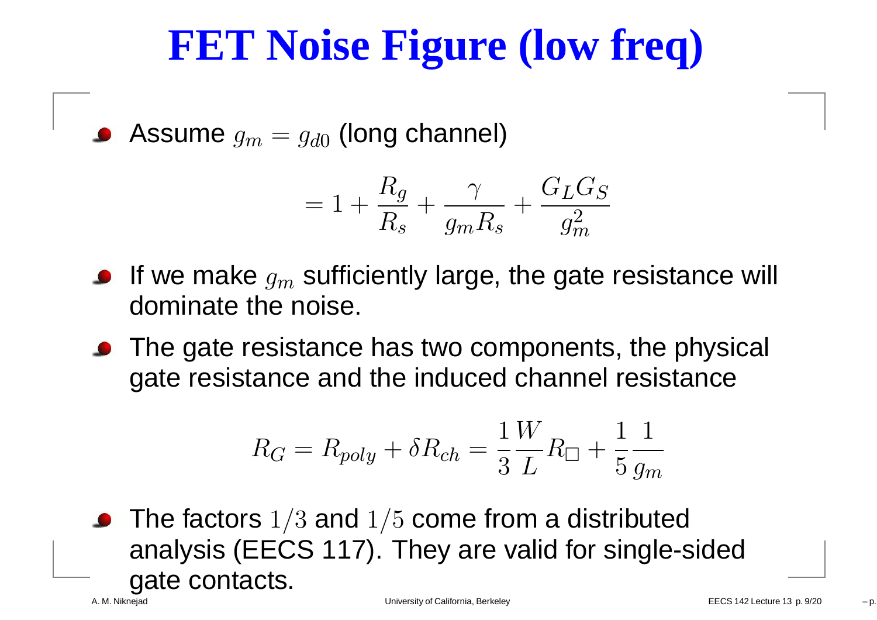# FET Noise Figure (low freq)

- Assume $g_m = g_{d0}$ (long channel)

$$= 1 + \frac{R_g}{R_s} + \frac{\gamma}{g_m R_s} + \frac{G_L G_S}{g_m^2}$$

- If we make $g_m$ sufficiently large, the gate resistance will dominate the noise.
- The gate resistance has two components, the physical gate resistance and the induced channel resistance

$$R_G = R_{poly} + \delta R_{ch} = \frac{1}{3}\frac{W}{L}R_{\square} + \frac{1}{5}\frac{1}{g_m}$$

- The factors $1/3$ and $1/5$ come from a distributed analysis (EECS 117). They are valid for single-sided gate contacts.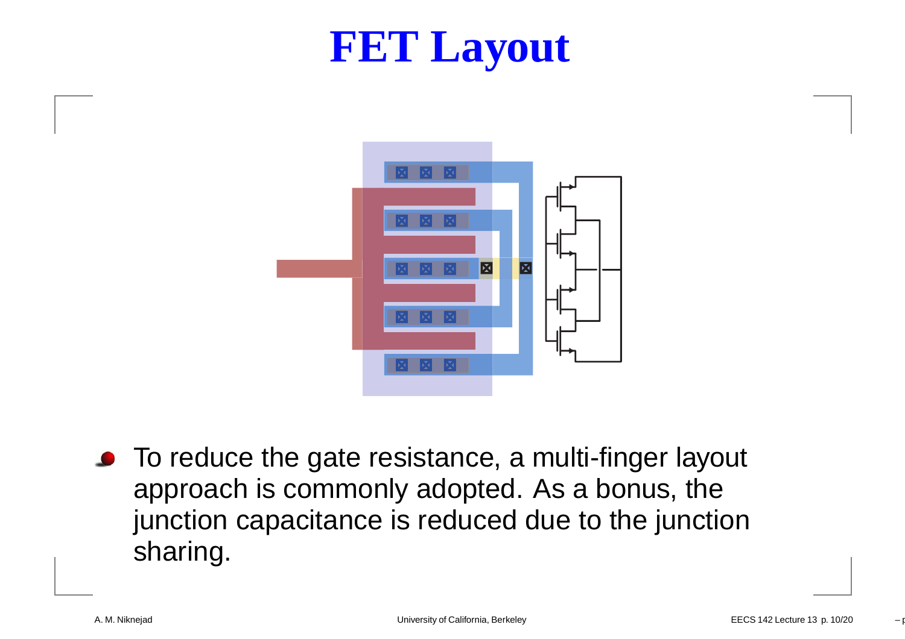# FET Layout

- To reduce the gate resistance, a multi-finger layout approach is commonly adopted. As a bonus, the junction capacitance is reduced due to the junction sharing.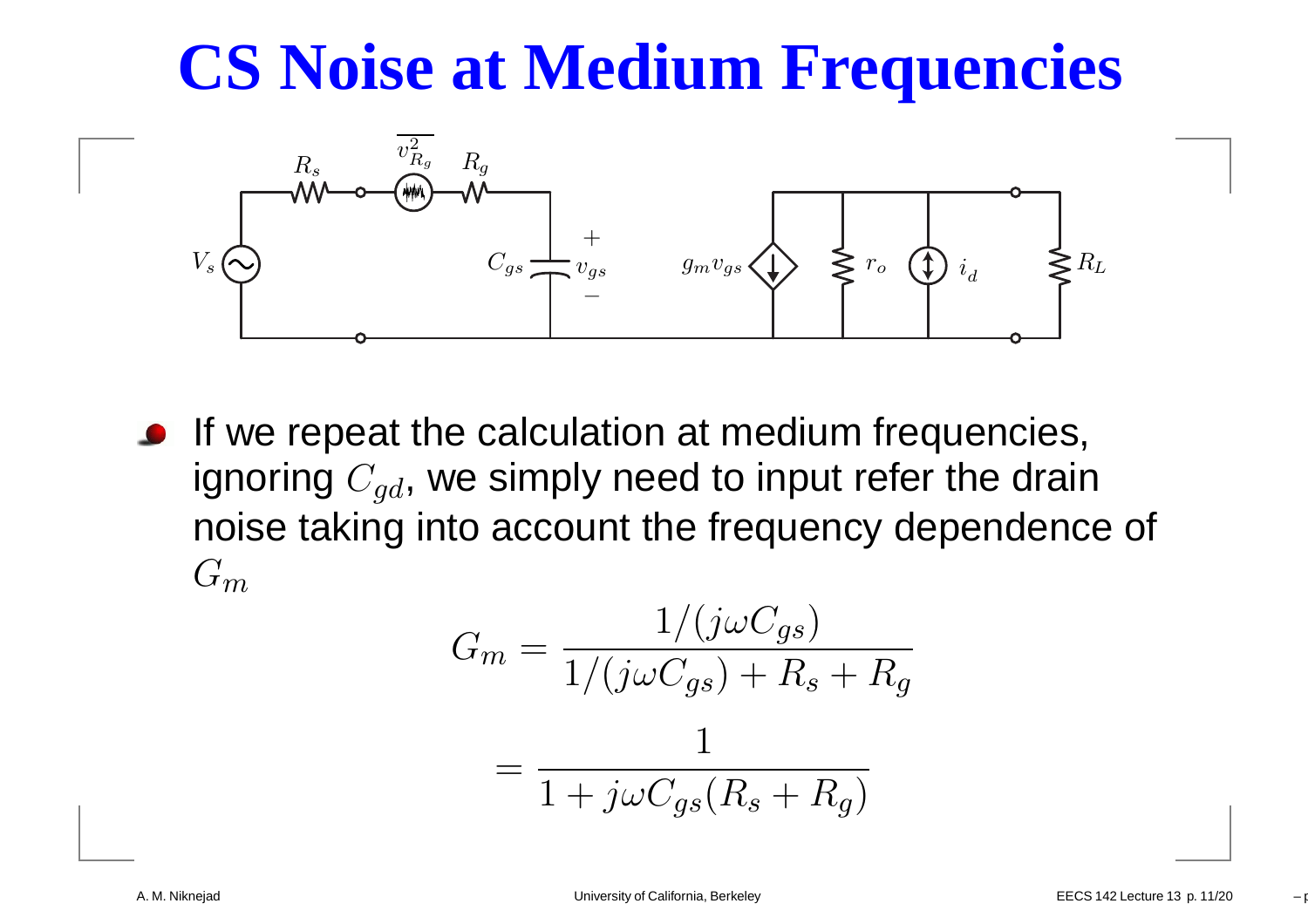# CS Noise at Medium Frequencies

- If we repeat the calculation at medium frequencies, ignoring $C_{gd}$, we simply need to input refer the drain noise taking into account the frequency dependence of $G_m$

$$G_m = \frac{1/(j\omega C_{gs})}{1/(j\omega C_{gs}) + R_s + R_g}$$

$$= \frac{1}{1 + j\omega C_{gs}(R_s + R_g)}$$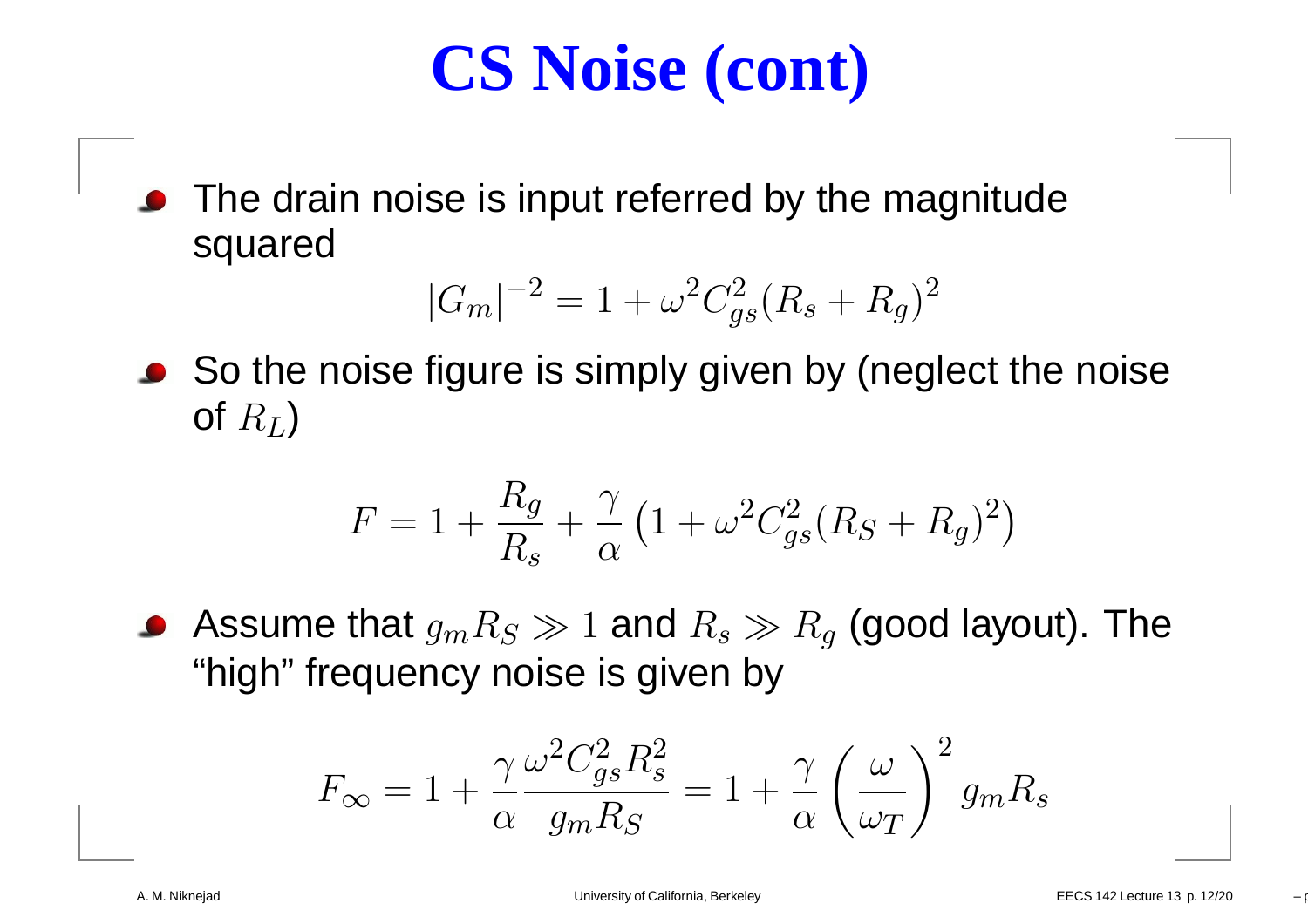# CS Noise (cont)

- The drain noise is input referred by the magnitude squared

$$|G_m|^{-2} = 1 + \omega^2 C_{gs}^2 (R_s + R_g)^2$$

- So the noise figure is simply given by (neglect the noise of $R_L$)

$$F = 1 + \frac{R_g}{R_s} + \frac{\gamma}{\alpha}\left(1 + \omega^2 C_{gs}^2 (R_S + R_g)^2\right)$$

- Assume that $g_m R_S \gg 1$ and $R_s \gg R_g$ (good layout). The "high" frequency noise is given by

$$F_\infty = 1 + \frac{\gamma}{\alpha}\frac{\omega^2 C_{gs}^2 R_s^2}{g_m R_S} = 1 + \frac{\gamma}{\alpha}\left(\frac{\omega}{\omega_T}\right)^2 g_m R_s$$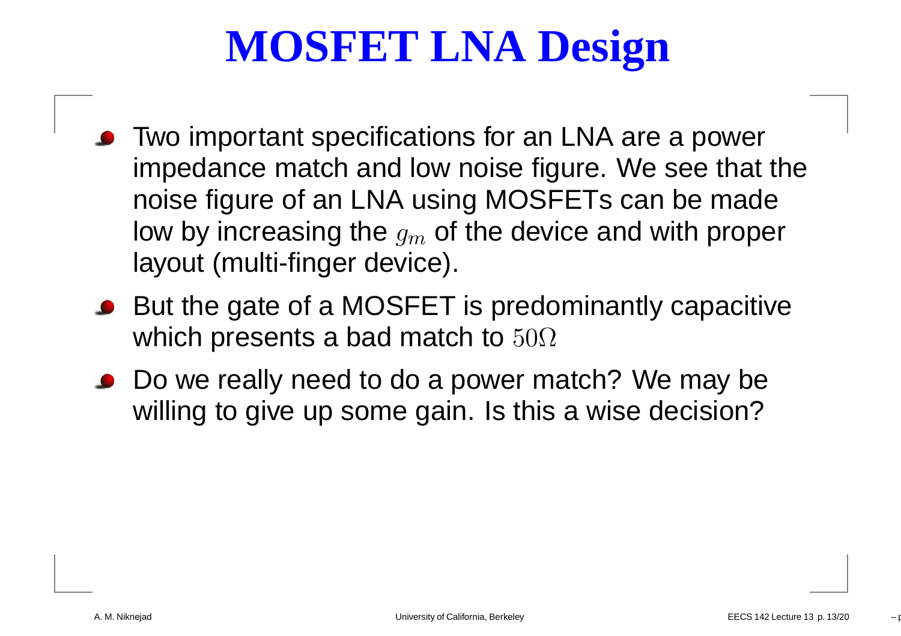# MOSFET LNA Design

- Two important specifications for an LNA are a power impedance match and low noise figure. We see that the noise figure of an LNA using MOSFETs can be made low by increasing the $g_m$ of the device and with proper layout (multi-finger device).
- But the gate of a MOSFET is predominantly capacitive which presents a bad match to $50\Omega$
- Do we really need to do a power match? We may be willing to give up some gain. Is this a wise decision?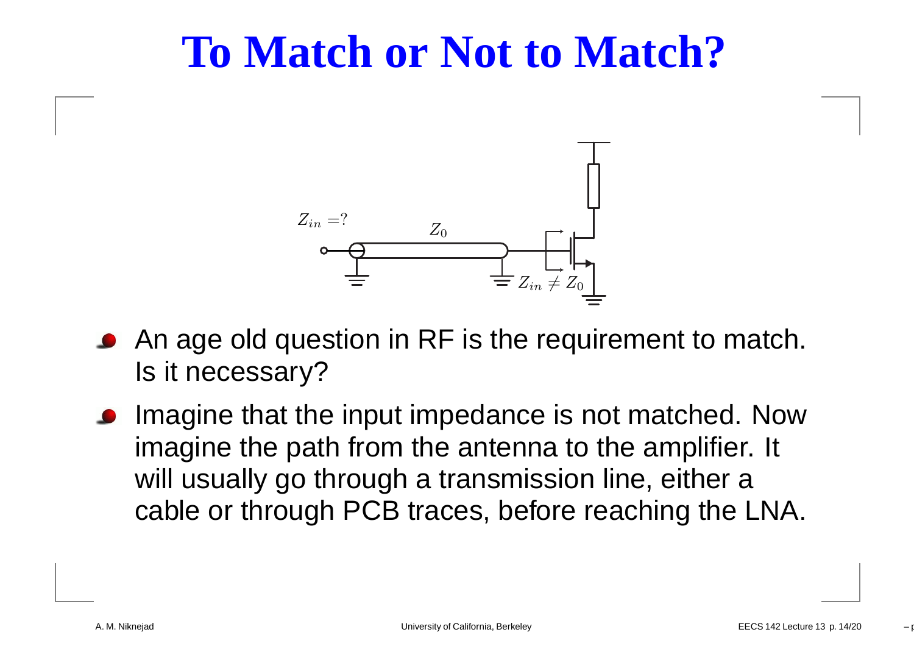# To Match or Not to Match?

- An age old question in RF is the requirement to match. Is it necessary?
- Imagine that the input impedance is not matched. Now imagine the path from the antenna to the amplifier. It will usually go through a transmission line, either a cable or through PCB traces, before reaching the LNA.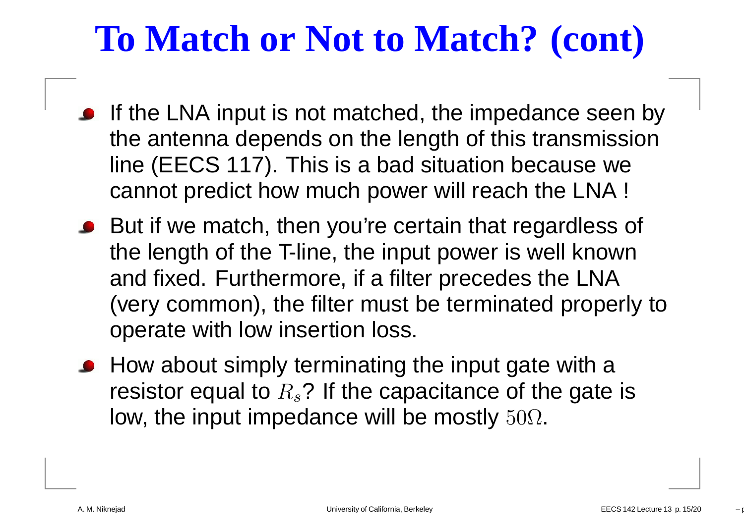# To Match or Not to Match? (cont)

- If the LNA input is not matched, the impedance seen by the antenna depends on the length of this transmission line (EECS 117). This is a bad situation because we cannot predict how much power will reach the LNA !
- But if we match, then you're certain that regardless of the length of the T-line, the input power is well known and fixed. Furthermore, if a filter precedes the LNA (very common), the filter must be terminated properly to operate with low insertion loss.
- How about simply terminating the input gate with a resistor equal to $R_s$? If the capacitance of the gate is low, the input impedance will be mostly $50\Omega$.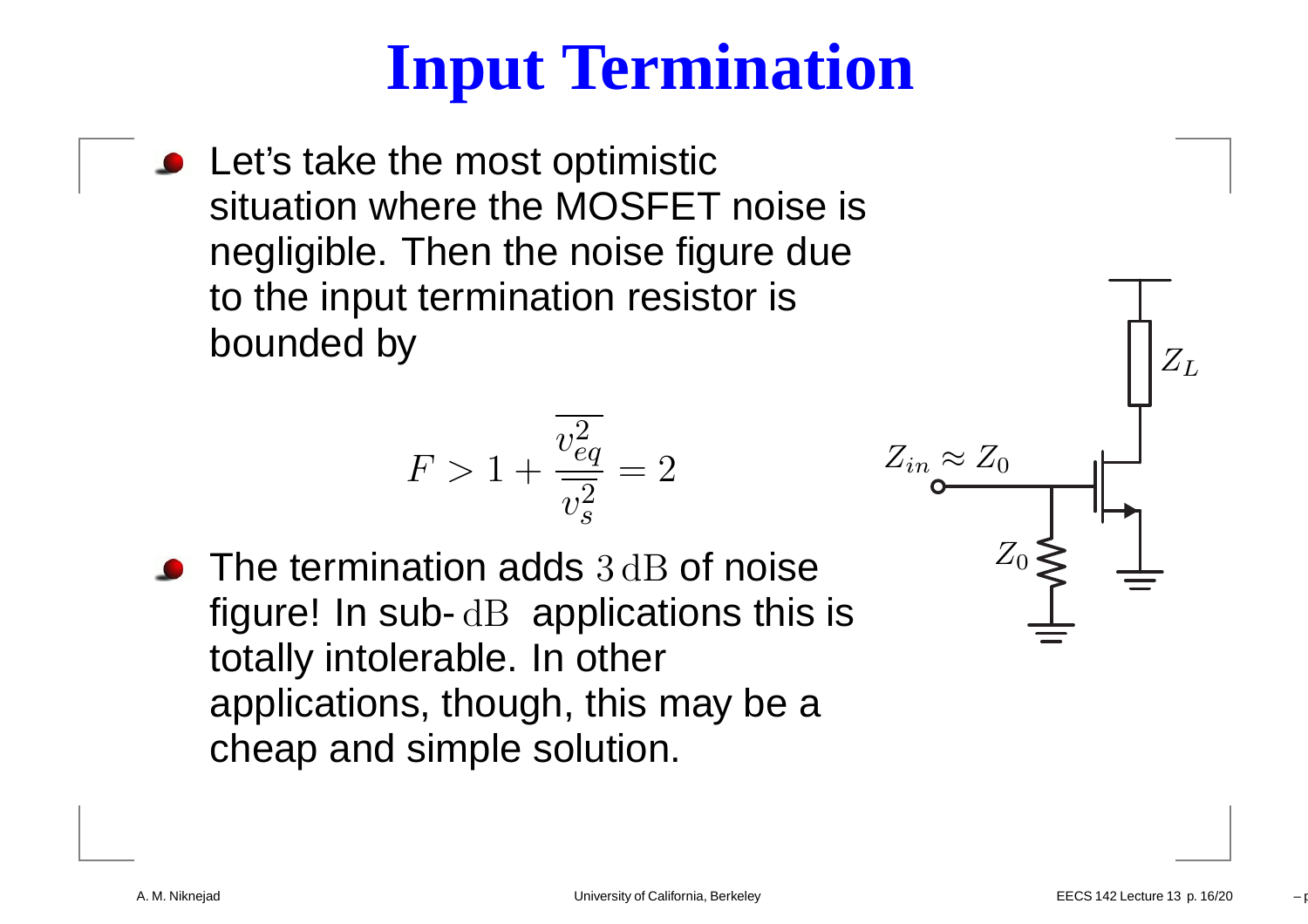# Input Termination

- Let's take the most optimistic situation where the MOSFET noise is negligible. Then the noise figure due to the input termination resistor is bounded by

$$F > 1 + \frac{\overline{v_{eq}^2}}{\overline{v_s^2}} = 2$$

- The termination adds $3\,\mathrm{dB}$ of noise figure! In sub-$\mathrm{dB}$ applications this is totally intolerable. In other applications, though, this may be a cheap and simple solution.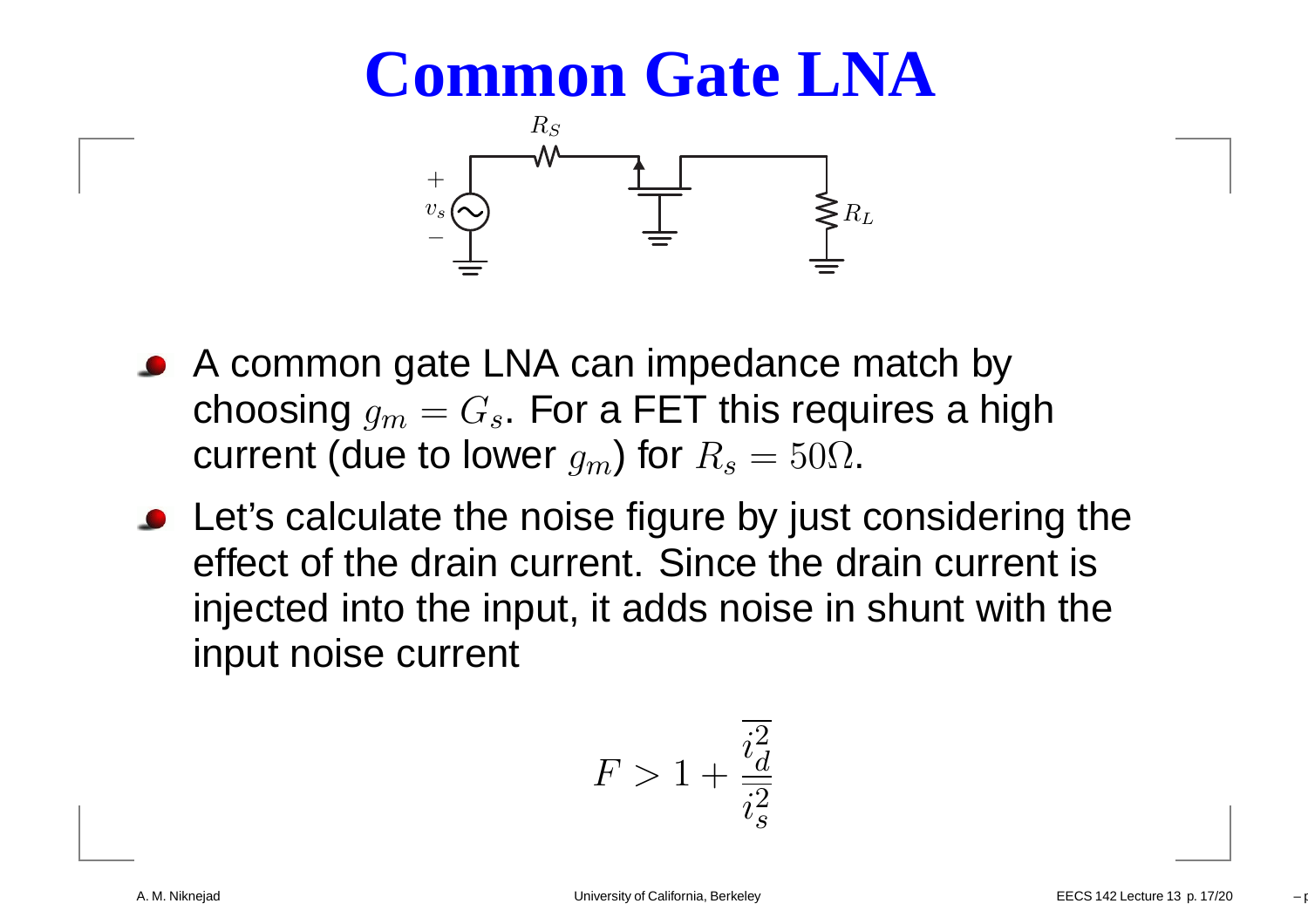# Common Gate LNA

- A common gate LNA can impedance match by choosing $g_m = G_s$. For a FET this requires a high current (due to lower $g_m$) for $R_s = 50\Omega$.
- Let's calculate the noise figure by just considering the effect of the drain current. Since the drain current is injected into the input, it adds noise in shunt with the input noise current

$$F > 1 + \frac{\overline{i_d^2}}{\overline{i_s^2}}$$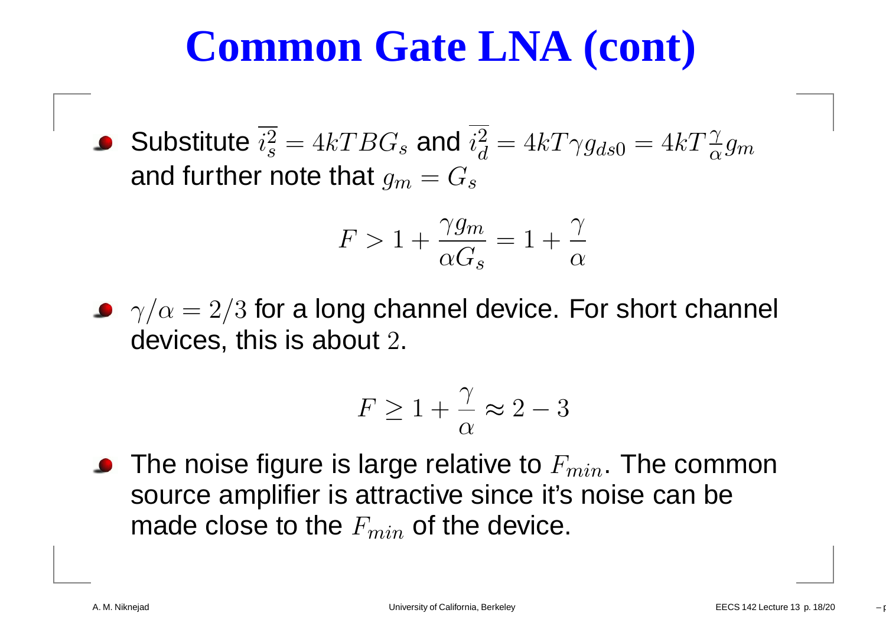# Common Gate LNA (cont)

- Substitute $\overline{i_s^2} = 4kTBG_s$ and $\overline{i_d^2} = 4kT\gamma g_{ds0} = 4kT\frac{\gamma}{\alpha}g_m$ and further note that $g_m = G_s$

$$F > 1 + \frac{\gamma g_m}{\alpha G_s} = 1 + \frac{\gamma}{\alpha}$$

- $\gamma/\alpha = 2/3$ for a long channel device. For short channel devices, this is about $2$.

$$F \geq 1 + \frac{\gamma}{\alpha} \approx 2 - 3$$

- The noise figure is large relative to $F_{min}$. The common source amplifier is attractive since it's noise can be made close to the $F_{min}$ of the device.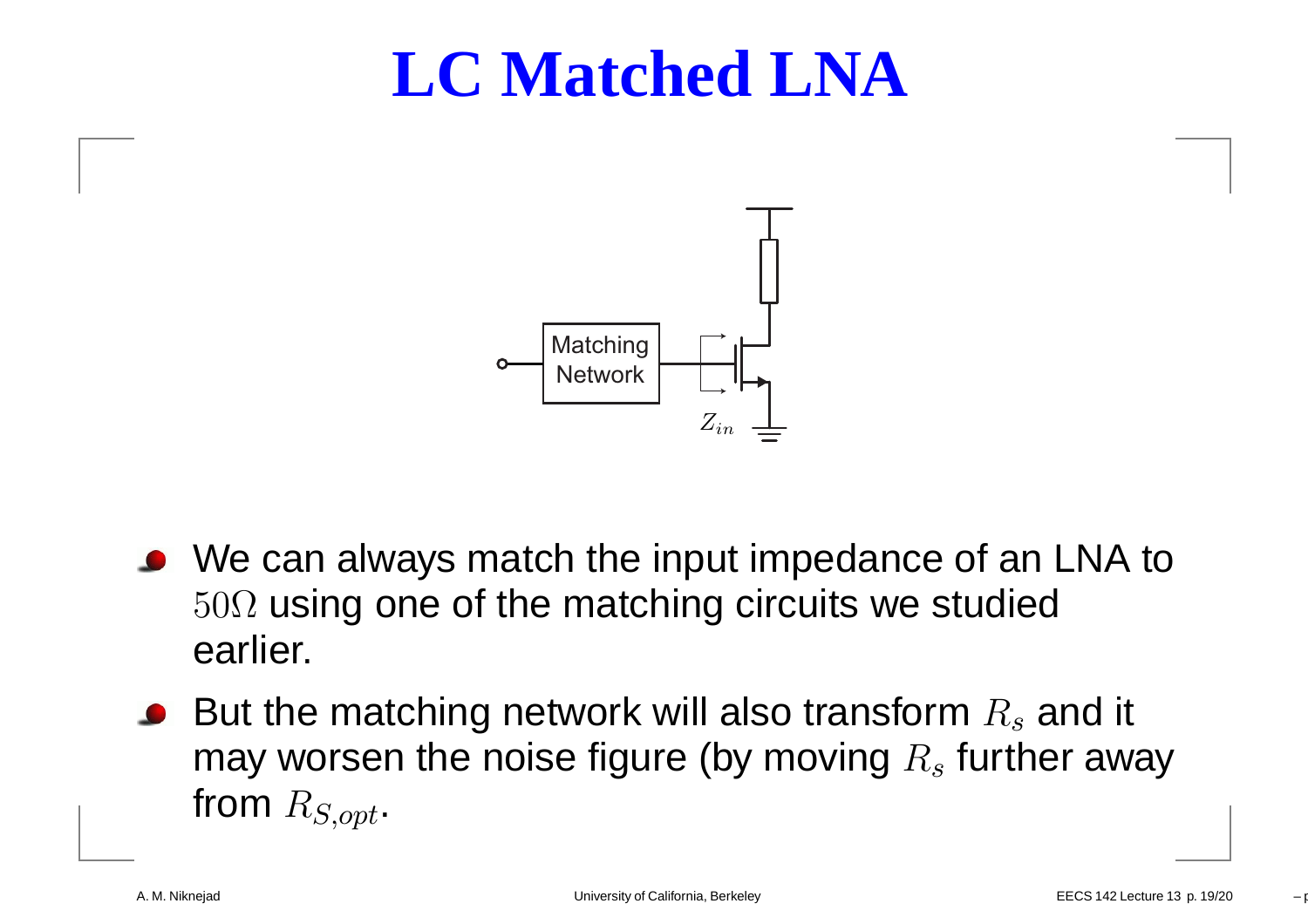# LC Matched LNA

- We can always match the input impedance of an LNA to $50\Omega$ using one of the matching circuits we studied earlier.
- But the matching network will also transform $R_s$ and it may worsen the noise figure (by moving $R_s$ further away from $R_{S,opt}$.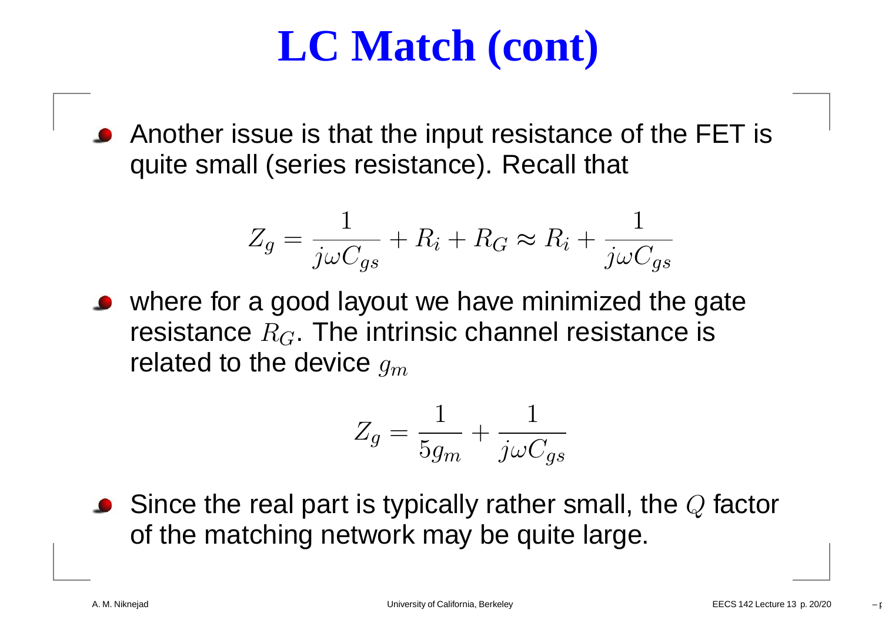# LC Match (cont)

- Another issue is that the input resistance of the FET is quite small (series resistance). Recall that

$$Z_g = \frac{1}{j\omega C_{gs}} + R_i + R_G \approx R_i + \frac{1}{j\omega C_{gs}}$$

- where for a good layout we have minimized the gate resistance $R_G$. The intrinsic channel resistance is related to the device $g_m$

$$Z_g = \frac{1}{5g_m} + \frac{1}{j\omega C_{gs}}$$

- Since the real part is typically rather small, the $Q$ factor of the matching network may be quite large.